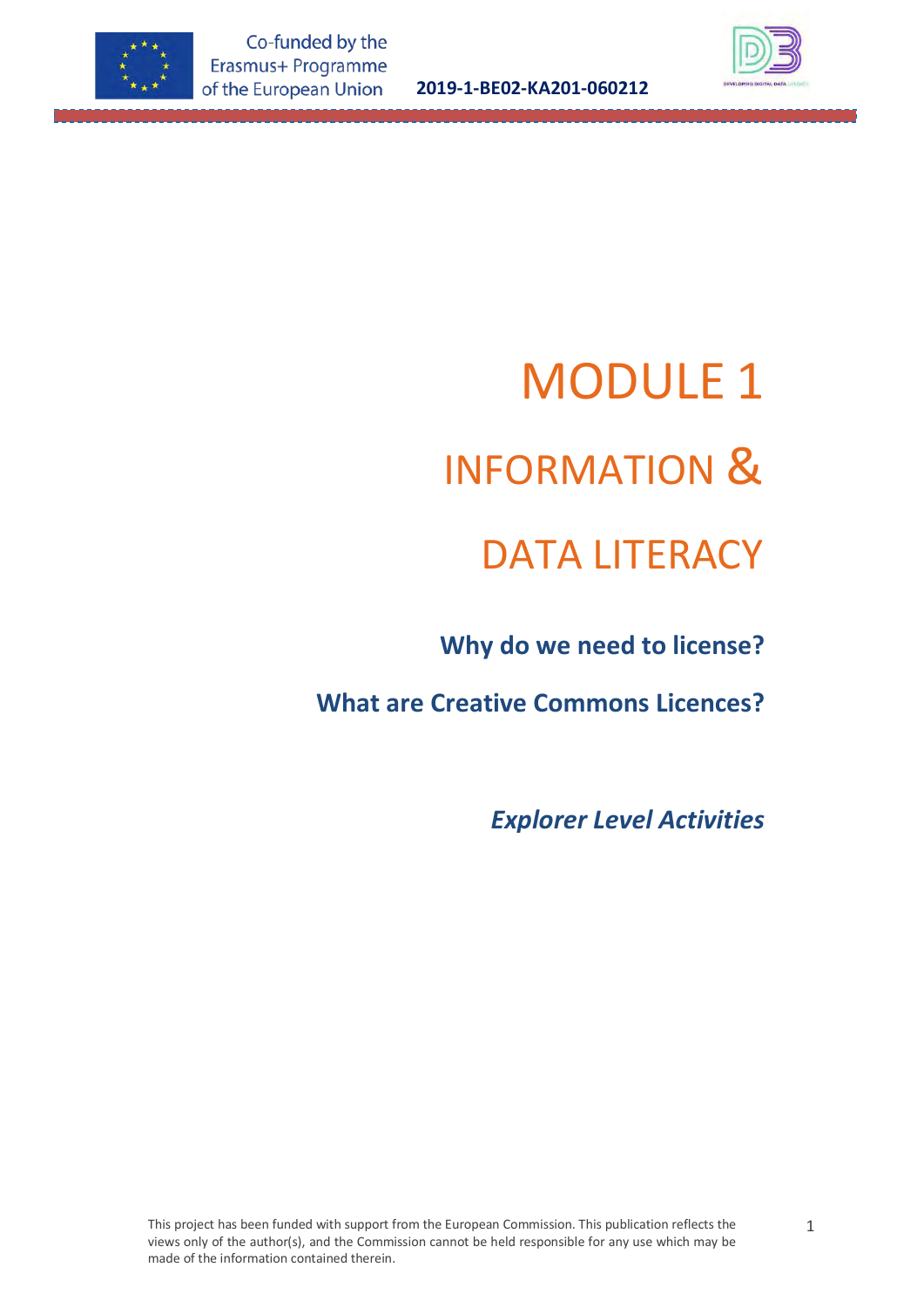# MODULE 1

# INFORMATION &

# DATA LITERACY

## Why do we need to license?

## What are Creative Commons Licences?

***Explorer Level Activities***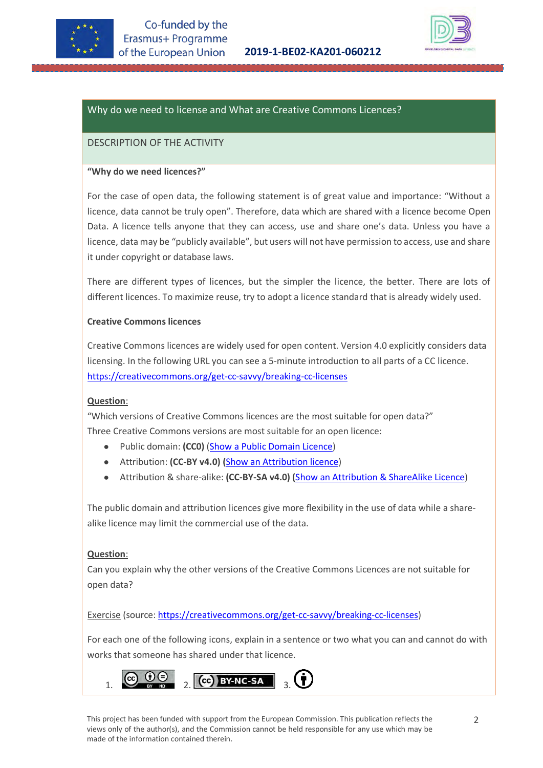## Why do we need to license and What are Creative Commons Licences?

### DESCRIPTION OF THE ACTIVITY

**"Why do we need licences?"**

For the case of open data, the following statement is of great value and importance: "Without a licence, data cannot be truly open". Therefore, data which are shared with a licence become Open Data. A licence tells anyone that they can access, use and share one's data. Unless you have a licence, data may be "publicly available", but users will not have permission to access, use and share it under copyright or database laws.

There are different types of licences, but the simpler the licence, the better. There are lots of different licences. To maximize reuse, try to adopt a licence standard that is already widely used.

**Creative Commons licences**

Creative Commons licences are widely used for open content. Version 4.0 explicitly considers data licensing. In the following URL you can see a 5-minute introduction to all parts of a CC licence. https://creativecommons.org/get-cc-savvy/breaking-cc-licenses

**Question**:
"Which versions of Creative Commons licences are the most suitable for open data?"
Three Creative Commons versions are most suitable for an open licence:

- Public domain: **(CC0)** (Show a Public Domain Licence)
- Attribution: **(CC-BY v4.0)** (Show an Attribution licence)
- Attribution & share-alike: **(CC-BY-SA v4.0)** (Show an Attribution & ShareAlike Licence)

The public domain and attribution licences give more flexibility in the use of data while a share-alike licence may limit the commercial use of the data.

**Question**:
Can you explain why the other versions of the Creative Commons Licences are not suitable for open data?

Exercise (source: https://creativecommons.org/get-cc-savvy/breaking-cc-licenses)

For each one of the following icons, explain in a sentence or two what you can and cannot do with works that someone has shared under that licence.

1. CC BY ND 2. CC BY-NC-SA 3. (BY icon)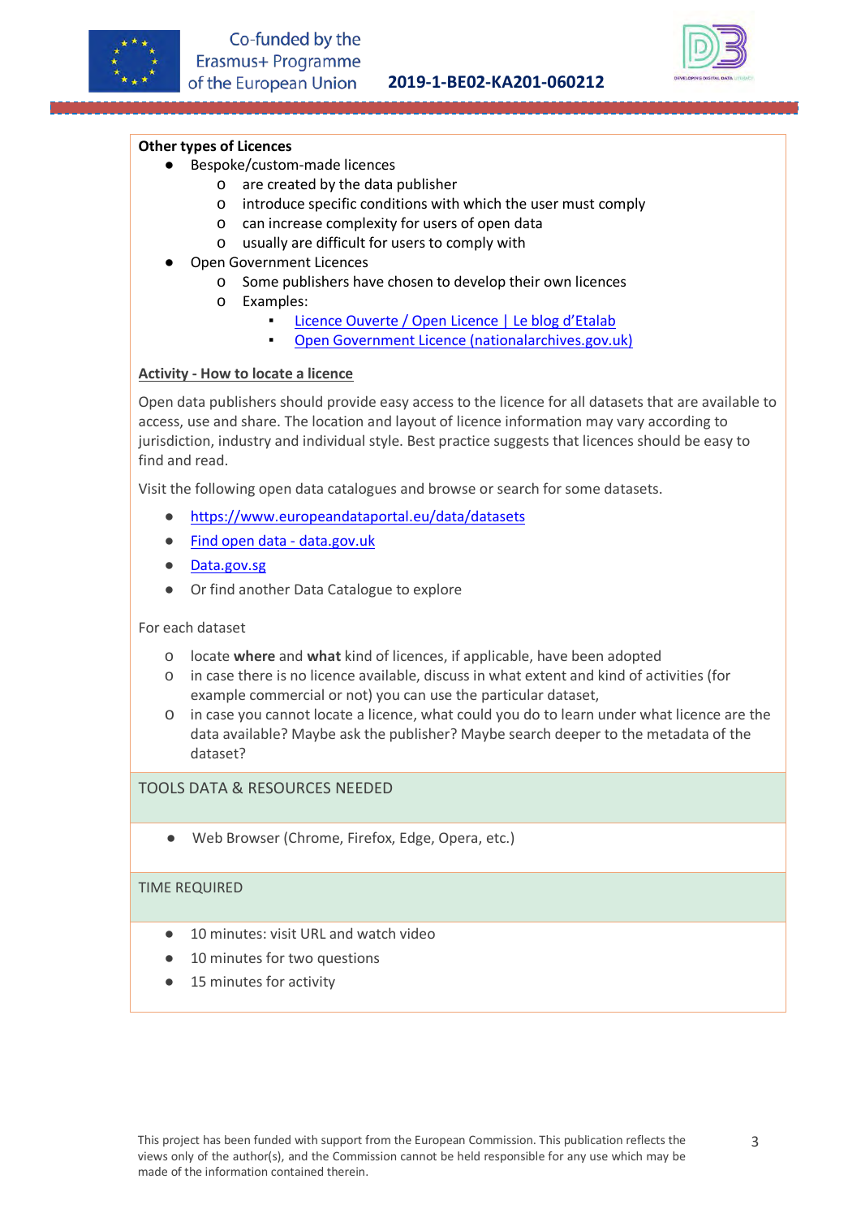**Other types of Licences**

- Bespoke/custom-made licences
  - are created by the data publisher
  - introduce specific conditions with which the user must comply
  - can increase complexity for users of open data
  - usually are difficult for users to comply with
- Open Government Licences
  - Some publishers have chosen to develop their own licences
  - Examples:
    - Licence Ouverte / Open Licence | Le blog d'Etalab
    - Open Government Licence (nationalarchives.gov.uk)

**Activity - How to locate a licence**

Open data publishers should provide easy access to the licence for all datasets that are available to access, use and share. The location and layout of licence information may vary according to jurisdiction, industry and individual style. Best practice suggests that licences should be easy to find and read.

Visit the following open data catalogues and browse or search for some datasets.

- https://www.europeandataportal.eu/data/datasets
- Find open data - data.gov.uk
- Data.gov.sg
- Or find another Data Catalogue to explore

For each dataset

- locate **where** and **what** kind of licences, if applicable, have been adopted
- in case there is no licence available, discuss in what extent and kind of activities (for example commercial or not) you can use the particular dataset,
- in case you cannot locate a licence, what could you do to learn under what licence are the data available? Maybe ask the publisher? Maybe search deeper to the metadata of the dataset?

TOOLS DATA & RESOURCES NEEDED

- Web Browser (Chrome, Firefox, Edge, Opera, etc.)

TIME REQUIRED

- 10 minutes: visit URL and watch video
- 10 minutes for two questions
- 15 minutes for activity